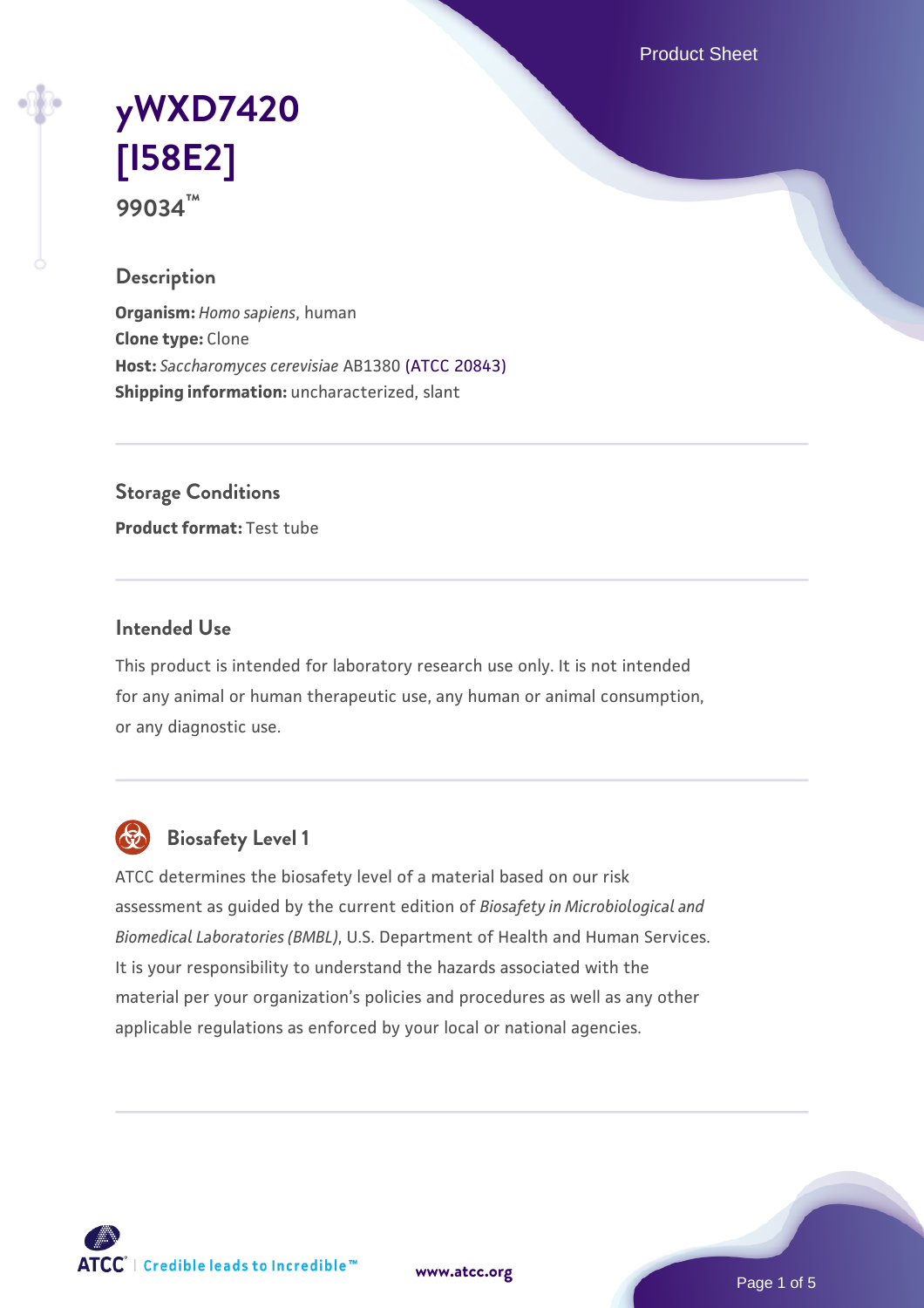# yWXD7420 [I58E2]

99034™

## Description

**Organism:** *Homo sapiens*, human
**Clone type:** Clone
**Host:** *Saccharomyces cerevisiae* AB1380 (ATCC 20843)
**Shipping information:** uncharacterized, slant

## Storage Conditions

**Product format:** Test tube

## Intended Use

This product is intended for laboratory research use only. It is not intended for any animal or human therapeutic use, any human or animal consumption, or any diagnostic use.

## Biosafety Level 1

ATCC determines the biosafety level of a material based on our risk assessment as guided by the current edition of *Biosafety in Microbiological and Biomedical Laboratories (BMBL)*, U.S. Department of Health and Human Services. It is your responsibility to understand the hazards associated with the material per your organization's policies and procedures as well as any other applicable regulations as enforced by your local or national agencies.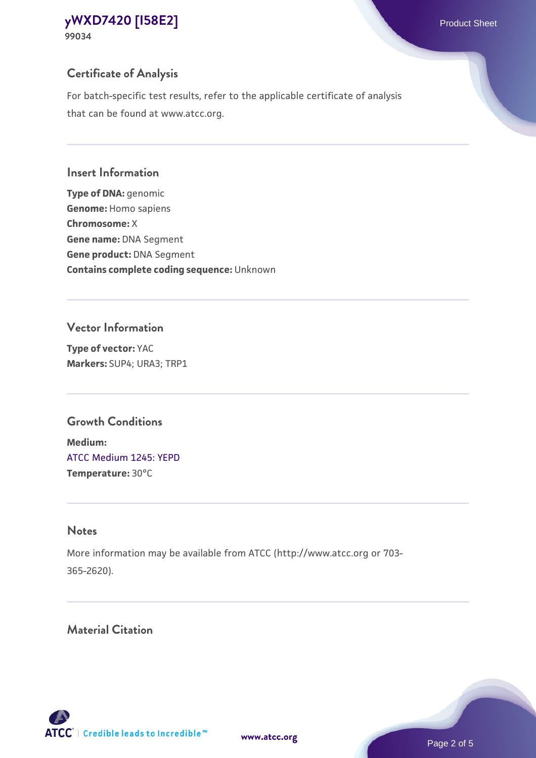## Certificate of Analysis

For batch-specific test results, refer to the applicable certificate of analysis that can be found at www.atcc.org.

## Insert Information

**Type of DNA:** genomic
**Genome:** Homo sapiens
**Chromosome:** X
**Gene name:** DNA Segment
**Gene product:** DNA Segment
**Contains complete coding sequence:** Unknown

## Vector Information

**Type of vector:** YAC
**Markers:** SUP4; URA3; TRP1

## Growth Conditions

**Medium:**
ATCC Medium 1245: YEPD
**Temperature:** 30°C

## Notes

More information may be available from ATCC (http://www.atcc.org or 703-365-2620).

## Material Citation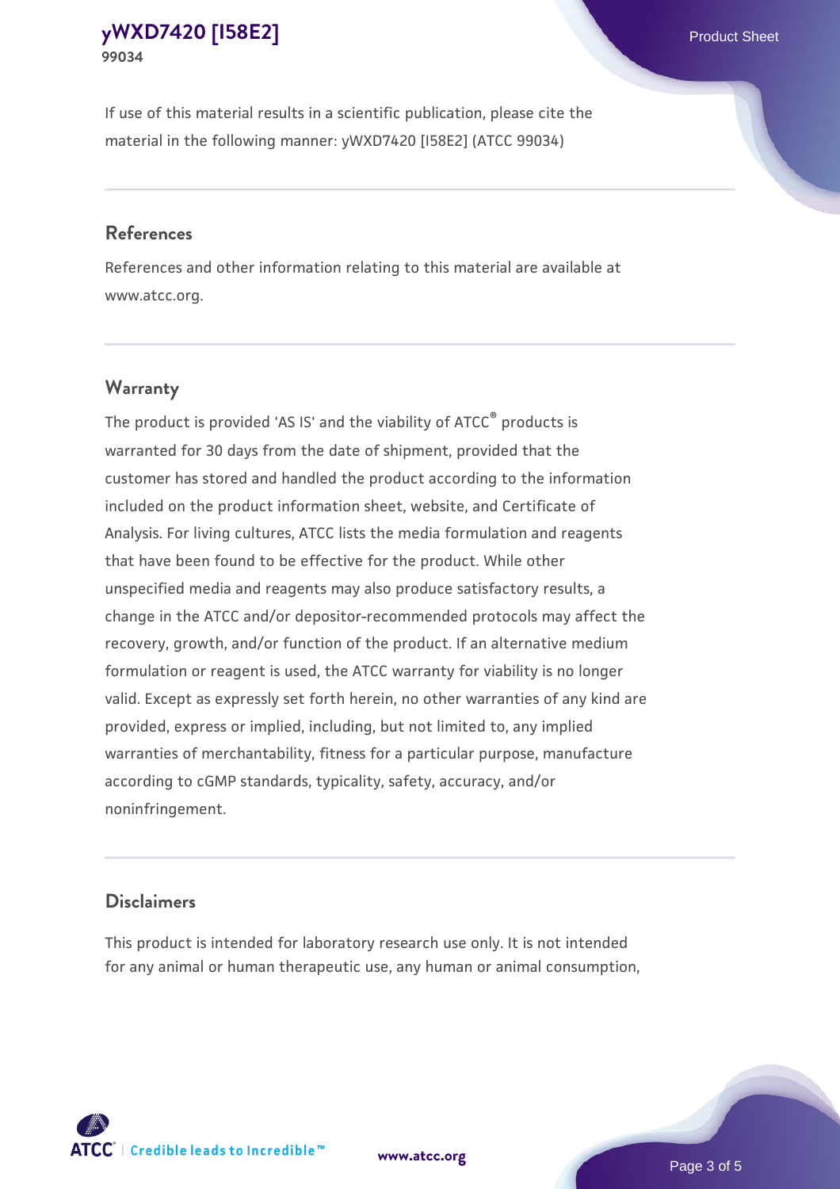If use of this material results in a scientific publication, please cite the material in the following manner: yWXD7420 [I58E2] (ATCC 99034)

## References

References and other information relating to this material are available at www.atcc.org.

## Warranty

The product is provided 'AS IS' and the viability of ATCC® products is warranted for 30 days from the date of shipment, provided that the customer has stored and handled the product according to the information included on the product information sheet, website, and Certificate of Analysis. For living cultures, ATCC lists the media formulation and reagents that have been found to be effective for the product. While other unspecified media and reagents may also produce satisfactory results, a change in the ATCC and/or depositor-recommended protocols may affect the recovery, growth, and/or function of the product. If an alternative medium formulation or reagent is used, the ATCC warranty for viability is no longer valid. Except as expressly set forth herein, no other warranties of any kind are provided, express or implied, including, but not limited to, any implied warranties of merchantability, fitness for a particular purpose, manufacture according to cGMP standards, typicality, safety, accuracy, and/or noninfringement.

## Disclaimers

This product is intended for laboratory research use only. It is not intended for any animal or human therapeutic use, any human or animal consumption,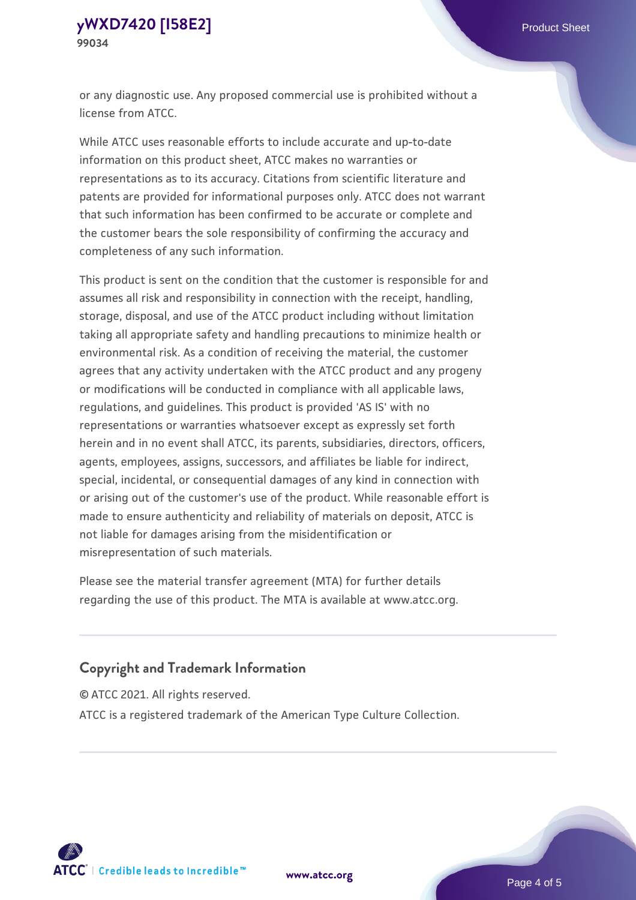or any diagnostic use. Any proposed commercial use is prohibited without a license from ATCC.

While ATCC uses reasonable efforts to include accurate and up-to-date information on this product sheet, ATCC makes no warranties or representations as to its accuracy. Citations from scientific literature and patents are provided for informational purposes only. ATCC does not warrant that such information has been confirmed to be accurate or complete and the customer bears the sole responsibility of confirming the accuracy and completeness of any such information.

This product is sent on the condition that the customer is responsible for and assumes all risk and responsibility in connection with the receipt, handling, storage, disposal, and use of the ATCC product including without limitation taking all appropriate safety and handling precautions to minimize health or environmental risk. As a condition of receiving the material, the customer agrees that any activity undertaken with the ATCC product and any progeny or modifications will be conducted in compliance with all applicable laws, regulations, and guidelines. This product is provided 'AS IS' with no representations or warranties whatsoever except as expressly set forth herein and in no event shall ATCC, its parents, subsidiaries, directors, officers, agents, employees, assigns, successors, and affiliates be liable for indirect, special, incidental, or consequential damages of any kind in connection with or arising out of the customer's use of the product. While reasonable effort is made to ensure authenticity and reliability of materials on deposit, ATCC is not liable for damages arising from the misidentification or misrepresentation of such materials.

Please see the material transfer agreement (MTA) for further details regarding the use of this product. The MTA is available at www.atcc.org.

## Copyright and Trademark Information

© ATCC 2021. All rights reserved.

ATCC is a registered trademark of the American Type Culture Collection.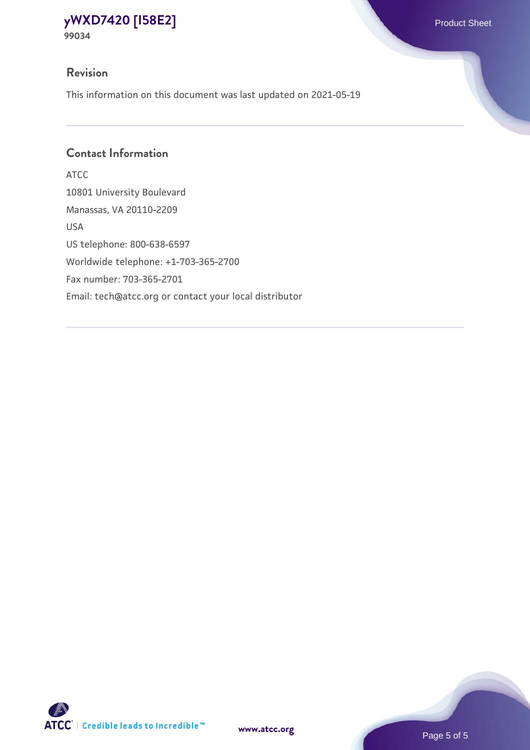## Revision

This information on this document was last updated on 2021-05-19

## Contact Information

ATCC
10801 University Boulevard
Manassas, VA 20110-2209
USA
US telephone: 800-638-6597
Worldwide telephone: +1-703-365-2700
Fax number: 703-365-2701
Email: tech@atcc.org or contact your local distributor